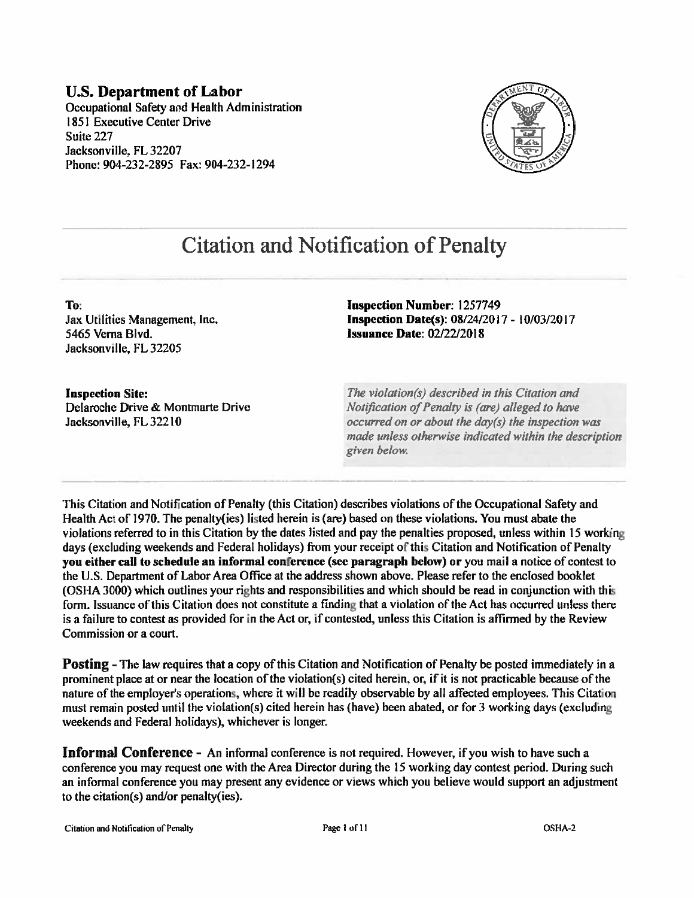**U.S. Department of Labor**
Occupational Safety and Health Administration
1851 Executive Center Drive
Suite 227
Jacksonville, FL 32207
Phone: 904-232-2895 Fax: 904-232-1294

# Citation and Notification of Penalty

**To:**
Jax Utilities Management, Inc.
5465 Verna Blvd.
Jacksonville, FL 32205

**Inspection Number:** 1257749
**Inspection Date(s):** 08/24/2017 - 10/03/2017
**Issuance Date:** 02/22/2018

**Inspection Site:**
Delaroche Drive & Montmarte Drive
Jacksonville, FL 32210

*The violation(s) described in this Citation and Notification of Penalty is (are) alleged to have occurred on or about the day(s) the inspection was made unless otherwise indicated within the description given below.*

This Citation and Notification of Penalty (this Citation) describes violations of the Occupational Safety and Health Act of 1970. The penalty(ies) listed herein is (are) based on these violations. You must abate the violations referred to in this Citation by the dates listed and pay the penalties proposed, unless within 15 working days (excluding weekends and Federal holidays) from your receipt of this Citation and Notification of Penalty **you either call to schedule an informal conference (see paragraph below) or** you mail a notice of contest to the U.S. Department of Labor Area Office at the address shown above. Please refer to the enclosed booklet (OSHA 3000) which outlines your rights and responsibilities and which should be read in conjunction with this form. Issuance of this Citation does not constitute a finding that a violation of the Act has occurred unless there is a failure to contest as provided for in the Act or, if contested, unless this Citation is affirmed by the Review Commission or a court.

**Posting** - The law requires that a copy of this Citation and Notification of Penalty be posted immediately in a prominent place at or near the location of the violation(s) cited herein, or, if it is not practicable because of the nature of the employer's operations, where it will be readily observable by all affected employees. This Citation must remain posted until the violation(s) cited herein has (have) been abated, or for 3 working days (excluding weekends and Federal holidays), whichever is longer.

**Informal Conference** - An informal conference is not required. However, if you wish to have such a conference you may request one with the Area Director during the 15 working day contest period. During such an informal conference you may present any evidence or views which you believe would support an adjustment to the citation(s) and/or penalty(ies).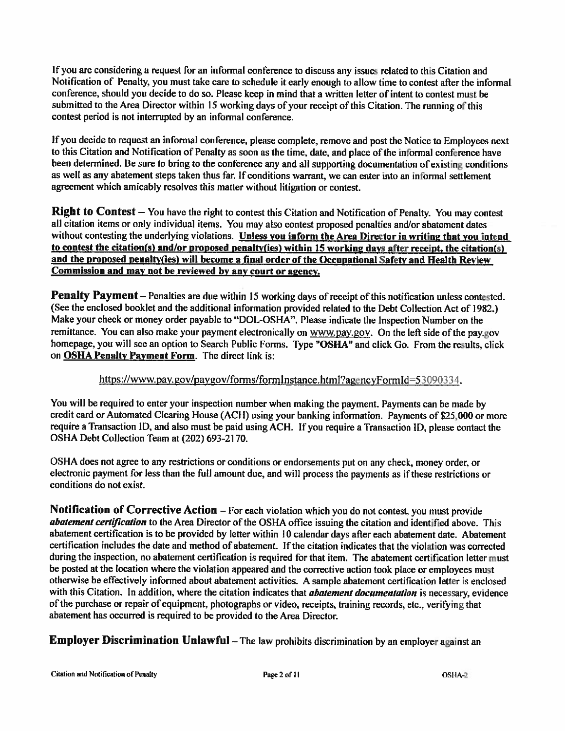If you are considering a request for an informal conference to discuss any issues related to this Citation and Notification of Penalty, you must take care to schedule it early enough to allow time to contest after the informal conference, should you decide to do so. Please keep in mind that a written letter of intent to contest must be submitted to the Area Director within 15 working days of your receipt of this Citation. The running of this contest period is not interrupted by an informal conference.

If you decide to request an informal conference, please complete, remove and post the Notice to Employees next to this Citation and Notification of Penalty as soon as the time, date, and place of the informal conference have been determined. Be sure to bring to the conference any and all supporting documentation of existing conditions as well as any abatement steps taken thus far. If conditions warrant, we can enter into an informal settlement agreement which amicably resolves this matter without litigation or contest.

**Right to Contest** – You have the right to contest this Citation and Notification of Penalty. You may contest all citation items or only individual items. You may also contest proposed penalties and/or abatement dates without contesting the underlying violations. **Unless you inform the Area Director in writing that you intend to contest the citation(s) and/or proposed penalty(ies) within 15 working days after receipt, the citation(s) and the proposed penalty(ies) will become a final order of the Occupational Safety and Health Review Commission and may not be reviewed by any court or agency.**

**Penalty Payment** – Penalties are due within 15 working days of receipt of this notification unless contested. (See the enclosed booklet and the additional information provided related to the Debt Collection Act of 1982.) Make your check or money order payable to "DOL-OSHA". Please indicate the Inspection Number on the remittance. You can also make your payment electronically on www.pay.gov. On the left side of the pay.gov homepage, you will see an option to Search Public Forms. Type **"OSHA"** and click Go. From the results, click on **OSHA Penalty Payment Form**. The direct link is:

https://www.pay.gov/paygov/forms/formInstance.html?agencyFormId=53090334.

You will be required to enter your inspection number when making the payment. Payments can be made by credit card or Automated Clearing House (ACH) using your banking information. Payments of $25,000 or more require a Transaction ID, and also must be paid using ACH. If you require a Transaction ID, please contact the OSHA Debt Collection Team at (202) 693-2170.

OSHA does not agree to any restrictions or conditions or endorsements put on any check, money order, or electronic payment for less than the full amount due, and will process the payments as if these restrictions or conditions do not exist.

**Notification of Corrective Action** – For each violation which you do not contest, you must provide ***abatement certification*** to the Area Director of the OSHA office issuing the citation and identified above. This abatement certification is to be provided by letter within 10 calendar days after each abatement date. Abatement certification includes the date and method of abatement. If the citation indicates that the violation was corrected during the inspection, no abatement certification is required for that item. The abatement certification letter must be posted at the location where the violation appeared and the corrective action took place or employees must otherwise be effectively informed about abatement activities. A sample abatement certification letter is enclosed with this Citation. In addition, where the citation indicates that ***abatement documentation*** is necessary, evidence of the purchase or repair of equipment, photographs or video, receipts, training records, etc., verifying that abatement has occurred is required to be provided to the Area Director.

**Employer Discrimination Unlawful** – The law prohibits discrimination by an employer against an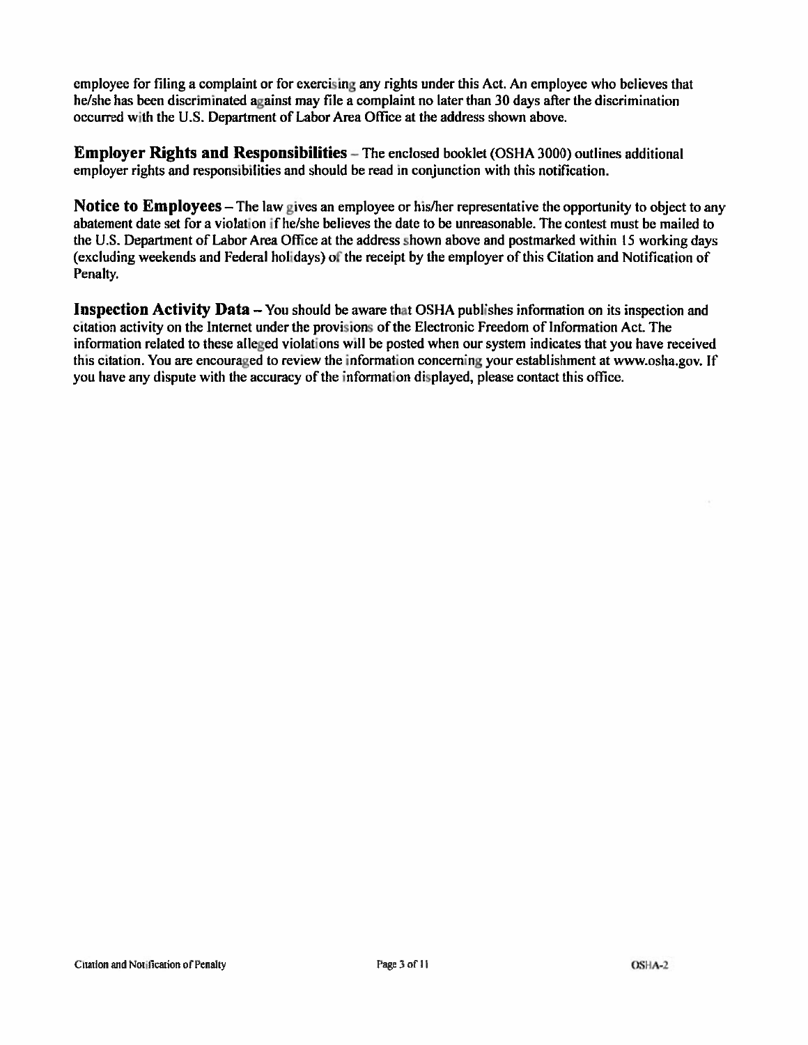employee for filing a complaint or for exercising any rights under this Act. An employee who believes that he/she has been discriminated against may file a complaint no later than 30 days after the discrimination occurred with the U.S. Department of Labor Area Office at the address shown above.

**Employer Rights and Responsibilities** – The enclosed booklet (OSHA 3000) outlines additional employer rights and responsibilities and should be read in conjunction with this notification.

**Notice to Employees** – The law gives an employee or his/her representative the opportunity to object to any abatement date set for a violation if he/she believes the date to be unreasonable. The contest must be mailed to the U.S. Department of Labor Area Office at the address shown above and postmarked within 15 working days (excluding weekends and Federal holidays) of the receipt by the employer of this Citation and Notification of Penalty.

**Inspection Activity Data** – You should be aware that OSHA publishes information on its inspection and citation activity on the Internet under the provisions of the Electronic Freedom of Information Act. The information related to these alleged violations will be posted when our system indicates that you have received this citation. You are encouraged to review the information concerning your establishment at www.osha.gov. If you have any dispute with the accuracy of the information displayed, please contact this office.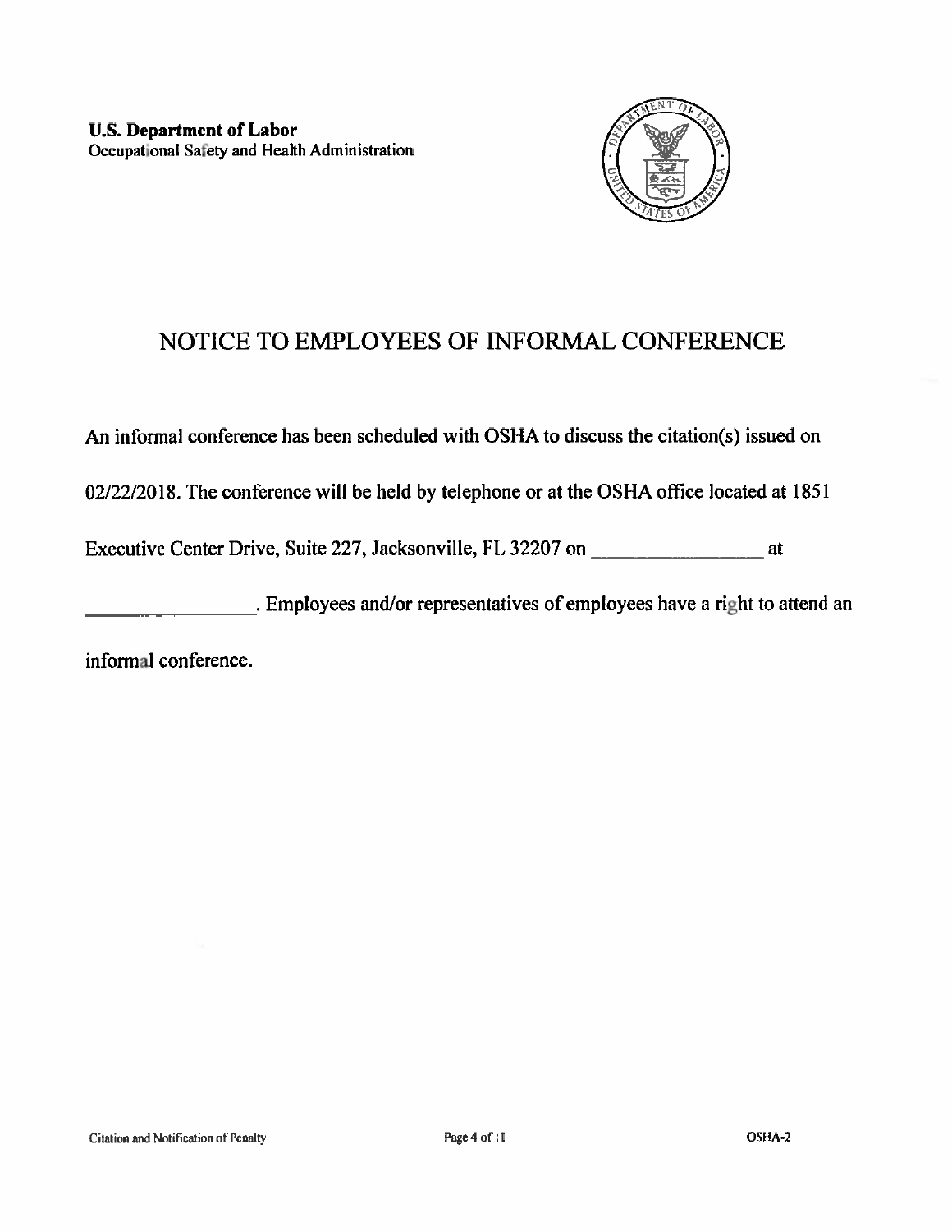**U.S. Department of Labor**
Occupational Safety and Health Administration

# NOTICE TO EMPLOYEES OF INFORMAL CONFERENCE

An informal conference has been scheduled with OSHA to discuss the citation(s) issued on 02/22/2018. The conference will be held by telephone or at the OSHA office located at 1851 Executive Center Drive, Suite 227, Jacksonville, FL 32207 on _________________ at _________________. Employees and/or representatives of employees have a right to attend an informal conference.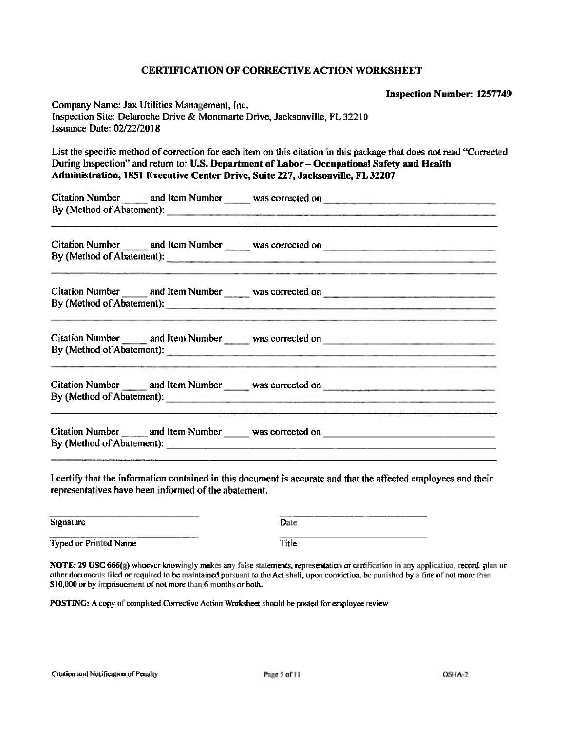# CERTIFICATION OF CORRECTIVE ACTION WORKSHEET

**Inspection Number: 1257749**

Company Name: Jax Utilities Management, Inc.
Inspection Site: Delaroche Drive & Montmarte Drive, Jacksonville, FL 32210
Issuance Date: 02/22/2018

List the specific method of correction for each item on this citation in this package that does not read "Corrected During Inspection" and return to: **U.S. Department of Labor – Occupational Safety and Health Administration, 1851 Executive Center Drive, Suite 227, Jacksonville, FL 32207**

Citation Number _____ and Item Number _____ was corrected on ______________________________
By (Method of Abatement): ______________________________________________________________
________________________________________________________________________________

Citation Number _____ and Item Number _____ was corrected on ______________________________
By (Method of Abatement): ______________________________________________________________
________________________________________________________________________________

Citation Number _____ and Item Number _____ was corrected on ______________________________
By (Method of Abatement): ______________________________________________________________
________________________________________________________________________________

Citation Number _____ and Item Number _____ was corrected on ______________________________
By (Method of Abatement): ______________________________________________________________
________________________________________________________________________________

Citation Number _____ and Item Number _____ was corrected on ______________________________
By (Method of Abatement): ______________________________________________________________
________________________________________________________________________________

Citation Number _____ and Item Number _____ was corrected on ______________________________
By (Method of Abatement): ______________________________________________________________
________________________________________________________________________________

I certify that the information contained in this document is accurate and that the affected employees and their representatives have been informed of the abatement.

______________________________ ______________________________
Signature Date

______________________________ ______________________________
Typed or Printed Name Title

**NOTE: 29 USC 666(g)** whoever knowingly makes any false statements, representation or certification in any application, record, plan or other documents filed or required to be maintained pursuant to the Act shall, upon conviction, be punished by a fine of not more than $10,000 or by imprisonment of not more than 6 months or both.

**POSTING:** A copy of completed Corrective Action Worksheet should be posted for employee review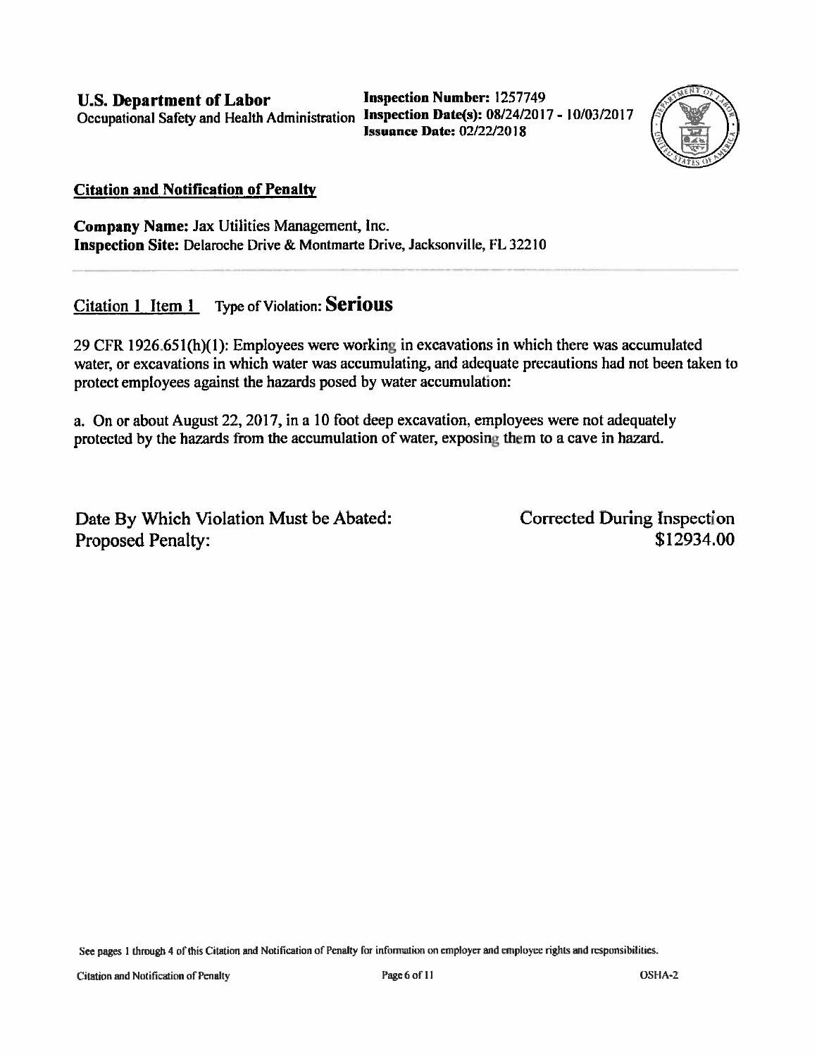**U.S. Department of Labor**
Occupational Safety and Health Administration

**Inspection Number:** 1257749
**Inspection Date(s):** 08/24/2017 - 10/03/2017
**Issuance Date:** 02/22/2018

**Citation and Notification of Penalty**

**Company Name:** Jax Utilities Management, Inc.
**Inspection Site:** Delaroche Drive & Montmarte Drive, Jacksonville, FL 32210

---

Citation 1 Item 1 Type of Violation: **Serious**

29 CFR 1926.651(h)(1): Employees were working in excavations in which there was accumulated water, or excavations in which water was accumulating, and adequate precautions had not been taken to protect employees against the hazards posed by water accumulation:

a. On or about August 22, 2017, in a 10 foot deep excavation, employees were not adequately protected by the hazards from the accumulation of water, exposing them to a cave in hazard.

| | |
|---|---|
| Date By Which Violation Must be Abated: | Corrected During Inspection |
| Proposed Penalty: | $12934.00 |

See pages 1 through 4 of this Citation and Notification of Penalty for information on employer and employee rights and responsibilities.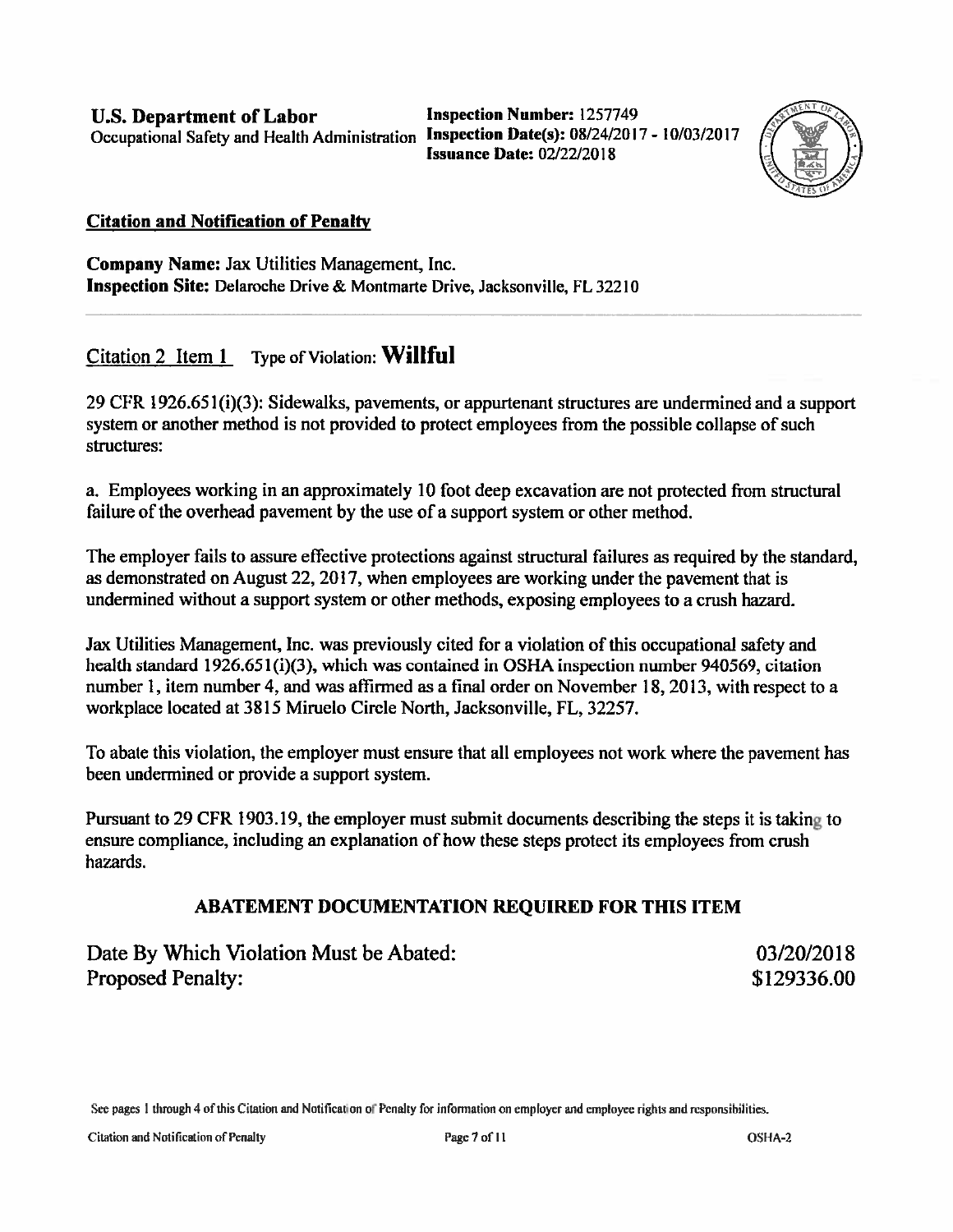**U.S. Department of Labor**
Occupational Safety and Health Administration

**Inspection Number:** 1257749
**Inspection Date(s):** 08/24/2017 - 10/03/2017
**Issuance Date:** 02/22/2018

## Citation and Notification of Penalty

**Company Name:** Jax Utilities Management, Inc.
**Inspection Site:** Delaroche Drive & Montmarte Drive, Jacksonville, FL 32210

---

### Citation 2 Item 1 Type of Violation: **Willful**

29 CFR 1926.651(i)(3): Sidewalks, pavements, or appurtenant structures are undermined and a support system or another method is not provided to protect employees from the possible collapse of such structures:

a. Employees working in an approximately 10 foot deep excavation are not protected from structural failure of the overhead pavement by the use of a support system or other method.

The employer fails to assure effective protections against structural failures as required by the standard, as demonstrated on August 22, 2017, when employees are working under the pavement that is undermined without a support system or other methods, exposing employees to a crush hazard.

Jax Utilities Management, Inc. was previously cited for a violation of this occupational safety and health standard 1926.651(i)(3), which was contained in OSHA inspection number 940569, citation number 1, item number 4, and was affirmed as a final order on November 18, 2013, with respect to a workplace located at 3815 Miruelo Circle North, Jacksonville, FL, 32257.

To abate this violation, the employer must ensure that all employees not work where the pavement has been undermined or provide a support system.

Pursuant to 29 CFR 1903.19, the employer must submit documents describing the steps it is taking to ensure compliance, including an explanation of how these steps protect its employees from crush hazards.

**ABATEMENT DOCUMENTATION REQUIRED FOR THIS ITEM**

Date By Which Violation Must be Abated: 03/20/2018
Proposed Penalty: $129336.00

See pages 1 through 4 of this Citation and Notification of Penalty for information on employer and employee rights and responsibilities.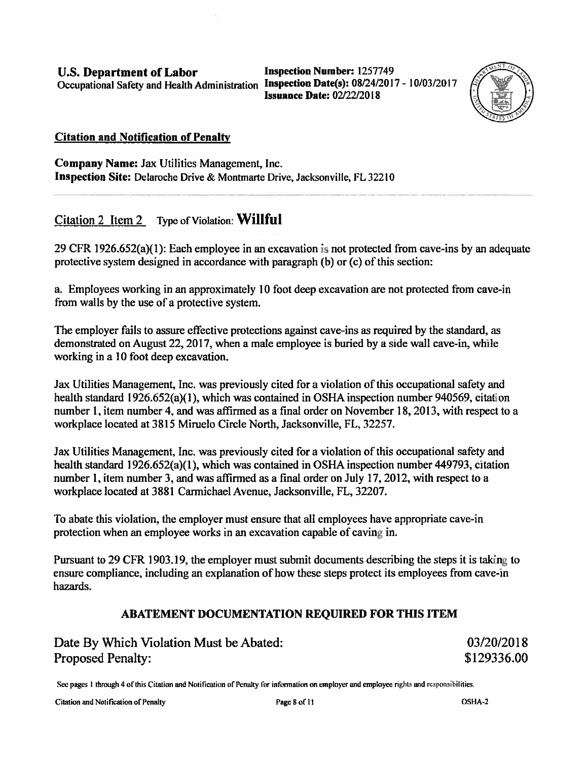**U.S. Department of Labor**
Occupational Safety and Health Administration

**Inspection Number:** 1257749
**Inspection Date(s):** 08/24/2017 - 10/03/2017
**Issuance Date:** 02/22/2018

## Citation and Notification of Penalty

**Company Name:** Jax Utilities Management, Inc.
**Inspection Site:** Delaroche Drive & Montmarte Drive, Jacksonville, FL 32210

---

Citation 2 Item 2 Type of Violation: **Willful**

29 CFR 1926.652(a)(1): Each employee in an excavation is not protected from cave-ins by an adequate protective system designed in accordance with paragraph (b) or (c) of this section:

a. Employees working in an approximately 10 foot deep excavation are not protected from cave-in from walls by the use of a protective system.

The employer fails to assure effective protections against cave-ins as required by the standard, as demonstrated on August 22, 2017, when a male employee is buried by a side wall cave-in, while working in a 10 foot deep excavation.

Jax Utilities Management, Inc. was previously cited for a violation of this occupational safety and health standard 1926.652(a)(1), which was contained in OSHA inspection number 940569, citation number 1, item number 4, and was affirmed as a final order on November 18, 2013, with respect to a workplace located at 3815 Miruelo Circle North, Jacksonville, FL, 32257.

Jax Utilities Management, Inc. was previously cited for a violation of this occupational safety and health standard 1926.652(a)(1), which was contained in OSHA inspection number 449793, citation number 1, item number 3, and was affirmed as a final order on July 17, 2012, with respect to a workplace located at 3881 Carmichael Avenue, Jacksonville, FL, 32207.

To abate this violation, the employer must ensure that all employees have appropriate cave-in protection when an employee works in an excavation capable of caving in.

Pursuant to 29 CFR 1903.19, the employer must submit documents describing the steps it is taking to ensure compliance, including an explanation of how these steps protect its employees from cave-in hazards.

### ABATEMENT DOCUMENTATION REQUIRED FOR THIS ITEM

| | |
|---|---|
| Date By Which Violation Must be Abated: | 03/20/2018 |
| Proposed Penalty: | $129336.00 |

See pages 1 through 4 of this Citation and Notification of Penalty for information on employer and employee rights and responsibilities.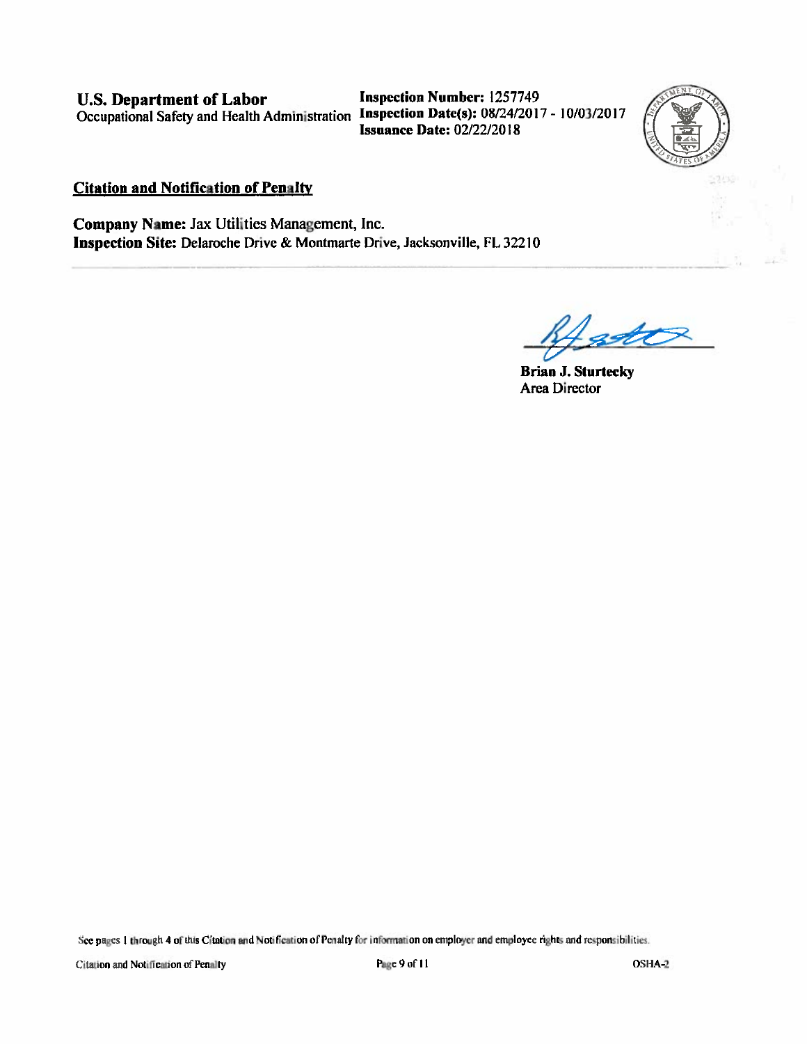**U.S. Department of Labor**
Occupational Safety and Health Administration

**Inspection Number:** 1257749
**Inspection Date(s):** 08/24/2017 - 10/03/2017
**Issuance Date:** 02/22/2018

## Citation and Notification of Penalty

**Company Name:** Jax Utilities Management, Inc.
**Inspection Site:** Delaroche Drive & Montmarte Drive, Jacksonville, FL 32210

**Brian J. Sturtecky**
Area Director

See pages 1 through 4 of this Citation and Notification of Penalty for information on employer and employee rights and responsibilities.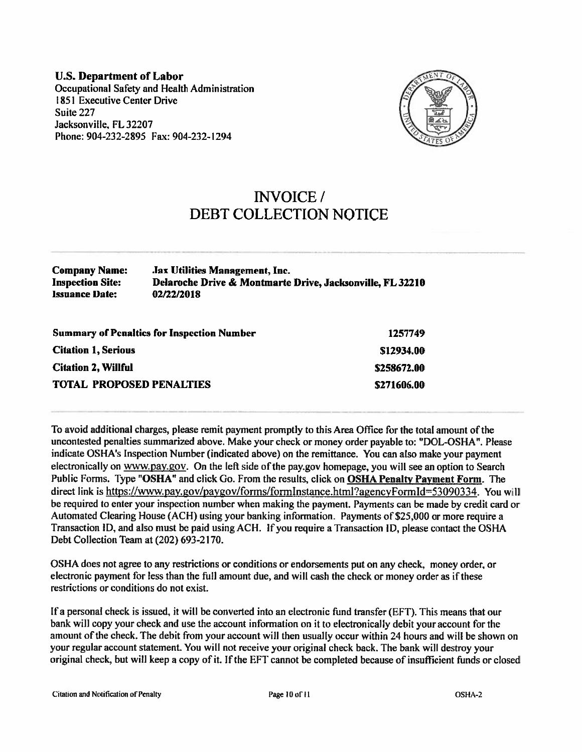**U.S. Department of Labor**
Occupational Safety and Health Administration
1851 Executive Center Drive
Suite 227
Jacksonville, FL 32207
Phone: 904-232-2895 Fax: 904-232-1294

# INVOICE / DEBT COLLECTION NOTICE

| | |
|---|---|
| **Company Name:** | **Jax Utilities Management, Inc.** |
| **Inspection Site:** | **Delaroche Drive & Montmarte Drive, Jacksonville, FL 32210** |
| **Issuance Date:** | **02/22/2018** |

| **Summary of Penalties for Inspection Number** | **1257749** |
|---|---|
| **Citation 1, Serious** | **$12934.00** |
| **Citation 2, Willful** | **$258672.00** |
| **TOTAL PROPOSED PENALTIES** | **$271606.00** |

To avoid additional charges, please remit payment promptly to this Area Office for the total amount of the uncontested penalties summarized above. Make your check or money order payable to: "DOL-OSHA". Please indicate OSHA's Inspection Number (indicated above) on the remittance. You can also make your payment electronically on www.pay.gov. On the left side of the pay.gov homepage, you will see an option to Search Public Forms. Type **"OSHA"** and click Go. From the results, click on **OSHA Penalty Payment Form**. The direct link is https://www.pay.gov/paygov/forms/formInstance.html?agencyFormId=53090334. You will be required to enter your inspection number when making the payment. Payments can be made by credit card or Automated Clearing House (ACH) using your banking information. Payments of $25,000 or more require a Transaction ID, and also must be paid using ACH. If you require a Transaction ID, please contact the OSHA Debt Collection Team at (202) 693-2170.

OSHA does not agree to any restrictions or conditions or endorsements put on any check, money order, or electronic payment for less than the full amount due, and will cash the check or money order as if these restrictions or conditions do not exist.

If a personal check is issued, it will be converted into an electronic fund transfer (EFT). This means that our bank will copy your check and use the account information on it to electronically debit your account for the amount of the check. The debit from your account will then usually occur within 24 hours and will be shown on your regular account statement. You will not receive your original check back. The bank will destroy your original check, but will keep a copy of it. If the EFT cannot be completed because of insufficient funds or closed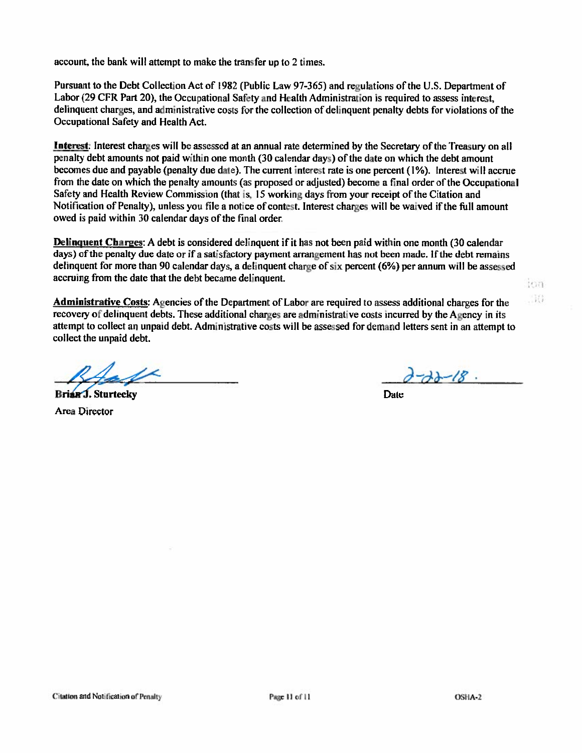account, the bank will attempt to make the transfer up to 2 times.

Pursuant to the Debt Collection Act of 1982 (Public Law 97-365) and regulations of the U.S. Department of Labor (29 CFR Part 20), the Occupational Safety and Health Administration is required to assess interest, delinquent charges, and administrative costs for the collection of delinquent penalty debts for violations of the Occupational Safety and Health Act.

**Interest**: Interest charges will be assessed at an annual rate determined by the Secretary of the Treasury on all penalty debt amounts not paid within one month (30 calendar days) of the date on which the debt amount becomes due and payable (penalty due date). The current interest rate is one percent (1%). Interest will accrue from the date on which the penalty amounts (as proposed or adjusted) become a final order of the Occupational Safety and Health Review Commission (that is, 15 working days from your receipt of the Citation and Notification of Penalty), unless you file a notice of contest. Interest charges will be waived if the full amount owed is paid within 30 calendar days of the final order.

**Delinquent Charges**: A debt is considered delinquent if it has not been paid within one month (30 calendar days) of the penalty due date or if a satisfactory payment arrangement has not been made. If the debt remains delinquent for more than 90 calendar days, a delinquent charge of six percent (6%) per annum will be assessed accruing from the date that the debt became delinquent.

**Administrative Costs**: Agencies of the Department of Labor are required to assess additional charges for the recovery of delinquent debts. These additional charges are administrative costs incurred by the Agency in its attempt to collect an unpaid debt. Administrative costs will be assessed for demand letters sent in an attempt to collect the unpaid debt.

**Brian J. Sturtecky**
Area Director

2-22-18.
Date